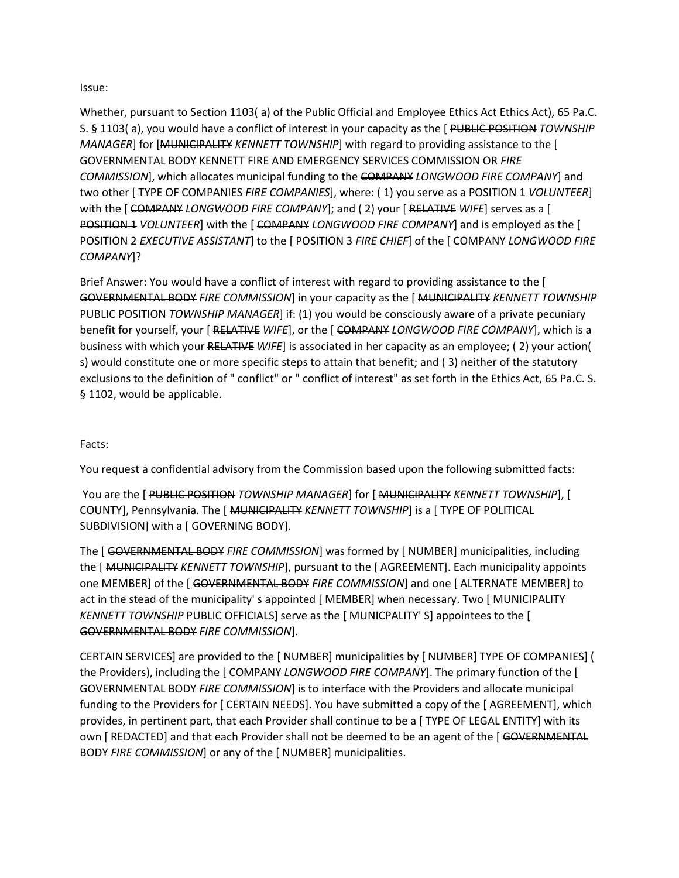Issue:

Whether, pursuant to Section 1103( a) of the Public Official and Employee Ethics Act Ethics Act), 65 Pa.C. S. § 1103( a), you would have a conflict of interest in your capacity as the [ ~~PUBLIC POSITION~~ *TOWNSHIP MANAGER*] for [~~MUNICIPALITY~~ *KENNETT TOWNSHIP*] with regard to providing assistance to the [ ~~GOVERNMENTAL BODY~~ KENNETT FIRE AND EMERGENCY SERVICES COMMISSION OR *FIRE COMMISSION*], which allocates municipal funding to the ~~COMPANY~~ *LONGWOOD FIRE COMPANY*] and two other [ ~~TYPE OF COMPANIES~~ *FIRE COMPANIES*], where: ( 1) you serve as a ~~POSITION 1~~ *VOLUNTEER*] with the [ ~~COMPANY~~ *LONGWOOD FIRE COMPANY*]; and ( 2) your [ ~~RELATIVE~~ *WIFE*] serves as a [ ~~POSITION 1~~ *VOLUNTEER*] with the [ ~~COMPANY~~ *LONGWOOD FIRE COMPANY*] and is employed as the [ ~~POSITION 2~~ *EXECUTIVE ASSISTANT*] to the [ ~~POSITION 3~~ *FIRE CHIEF*] of the [ ~~COMPANY~~ *LONGWOOD FIRE COMPANY*]?

Brief Answer: You would have a conflict of interest with regard to providing assistance to the [ ~~GOVERNMENTAL BODY~~ *FIRE COMMISSION*] in your capacity as the [ ~~MUNICIPALITY~~ *KENNETT TOWNSHIP* ~~PUBLIC POSITION~~ *TOWNSHIP MANAGER*] if: (1) you would be consciously aware of a private pecuniary benefit for yourself, your [ ~~RELATIVE~~ *WIFE*], or the [ ~~COMPANY~~ *LONGWOOD FIRE COMPANY*], which is a business with which your ~~RELATIVE~~ *WIFE*] is associated in her capacity as an employee; ( 2) your action( s) would constitute one or more specific steps to attain that benefit; and ( 3) neither of the statutory exclusions to the definition of " conflict" or " conflict of interest" as set forth in the Ethics Act, 65 Pa.C. S. § 1102, would be applicable.

Facts:

You request a confidential advisory from the Commission based upon the following submitted facts:

You are the [ ~~PUBLIC POSITION~~ *TOWNSHIP MANAGER*] for [ ~~MUNICIPALITY~~ *KENNETT TOWNSHIP*], [ COUNTY], Pennsylvania. The [ ~~MUNICIPALITY~~ *KENNETT TOWNSHIP*] is a [ TYPE OF POLITICAL SUBDIVISION] with a [ GOVERNING BODY].

The [ ~~GOVERNMENTAL BODY~~ *FIRE COMMISSION*] was formed by [ NUMBER] municipalities, including the [ ~~MUNICIPALITY~~ *KENNETT TOWNSHIP*], pursuant to the [ AGREEMENT]. Each municipality appoints one MEMBER] of the [ ~~GOVERNMENTAL BODY~~ *FIRE COMMISSION*] and one [ ALTERNATE MEMBER] to act in the stead of the municipality' s appointed [ MEMBER] when necessary. Two [ ~~MUNICIPALITY~~ *KENNETT TOWNSHIP* PUBLIC OFFICIALS] serve as the [ MUNCIPALITY' S] appointees to the [ ~~GOVERNMENTAL BODY~~ *FIRE COMMISSION*].

CERTAIN SERVICES] are provided to the [ NUMBER] municipalities by [ NUMBER] TYPE OF COMPANIES] ( the Providers), including the [ ~~COMPANY~~ *LONGWOOD FIRE COMPANY*]. The primary function of the [ ~~GOVERNMENTAL BODY~~ *FIRE COMMISSION*] is to interface with the Providers and allocate municipal funding to the Providers for [ CERTAIN NEEDS]. You have submitted a copy of the [ AGREEMENT], which provides, in pertinent part, that each Provider shall continue to be a [ TYPE OF LEGAL ENTITY] with its own [ REDACTED] and that each Provider shall not be deemed to be an agent of the [ ~~GOVERNMENTAL BODY~~ *FIRE COMMISSION*] or any of the [ NUMBER] municipalities.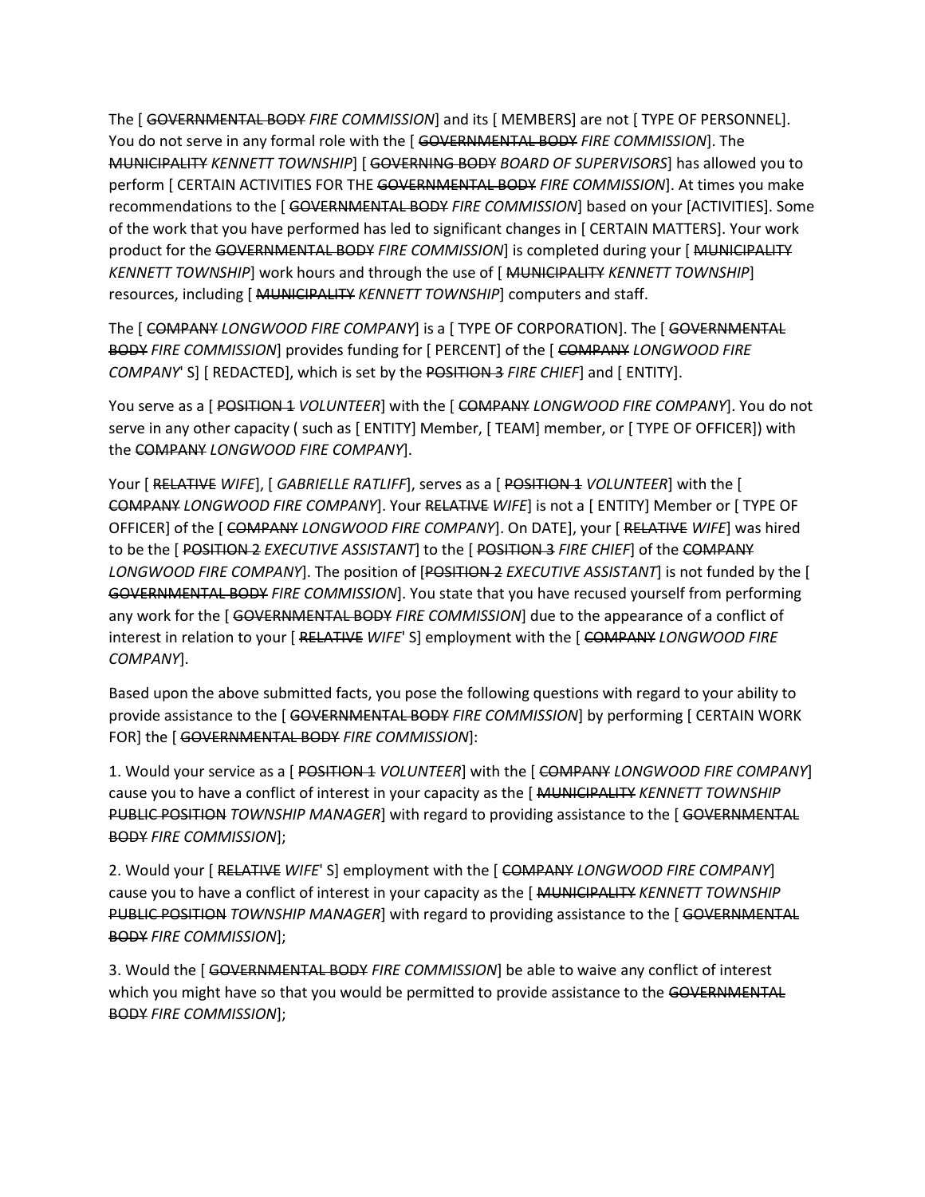The [ ~~GOVERNMENTAL BODY~~ *FIRE COMMISSION*] and its [ MEMBERS] are not [ TYPE OF PERSONNEL]. You do not serve in any formal role with the [ ~~GOVERNMENTAL BODY~~ *FIRE COMMISSION*]. The ~~MUNICIPALITY~~ *KENNETT TOWNSHIP*] [ ~~GOVERNING BODY~~ *BOARD OF SUPERVISORS*] has allowed you to perform [ CERTAIN ACTIVITIES FOR THE ~~GOVERNMENTAL BODY~~ *FIRE COMMISSION*]. At times you make recommendations to the [ ~~GOVERNMENTAL BODY~~ *FIRE COMMISSION*] based on your [ACTIVITIES]. Some of the work that you have performed has led to significant changes in [ CERTAIN MATTERS]. Your work product for the ~~GOVERNMENTAL BODY~~ *FIRE COMMISSION*] is completed during your [ ~~MUNICIPALITY~~ *KENNETT TOWNSHIP*] work hours and through the use of [ ~~MUNICIPALITY~~ *KENNETT TOWNSHIP*] resources, including [ ~~MUNICIPALITY~~ *KENNETT TOWNSHIP*] computers and staff.

The [ ~~COMPANY~~ *LONGWOOD FIRE COMPANY*] is a [ TYPE OF CORPORATION]. The [ ~~GOVERNMENTAL BODY~~ *FIRE COMMISSION*] provides funding for [ PERCENT] of the [ ~~COMPANY~~ *LONGWOOD FIRE COMPANY*' S] [ REDACTED], which is set by the ~~POSITION 3~~ *FIRE CHIEF*] and [ ENTITY].

You serve as a [ ~~POSITION 1~~ *VOLUNTEER*] with the [ ~~COMPANY~~ *LONGWOOD FIRE COMPANY*]. You do not serve in any other capacity ( such as [ ENTITY] Member, [ TEAM] member, or [ TYPE OF OFFICER]) with the ~~COMPANY~~ *LONGWOOD FIRE COMPANY*].

Your [ ~~RELATIVE~~ *WIFE*], [ *GABRIELLE RATLIFF*], serves as a [ ~~POSITION 1~~ *VOLUNTEER*] with the [ ~~COMPANY~~ *LONGWOOD FIRE COMPANY*]. Your ~~RELATIVE~~ *WIFE*] is not a [ ENTITY] Member or [ TYPE OF OFFICER] of the [ ~~COMPANY~~ *LONGWOOD FIRE COMPANY*]. On DATE], your [ ~~RELATIVE~~ *WIFE*] was hired to be the [ ~~POSITION 2~~ *EXECUTIVE ASSISTANT*] to the [ ~~POSITION 3~~ *FIRE CHIEF*] of the ~~COMPANY~~ *LONGWOOD FIRE COMPANY*]. The position of [~~POSITION 2~~ *EXECUTIVE ASSISTANT*] is not funded by the [ ~~GOVERNMENTAL BODY~~ *FIRE COMMISSION*]. You state that you have recused yourself from performing any work for the [ ~~GOVERNMENTAL BODY~~ *FIRE COMMISSION*] due to the appearance of a conflict of interest in relation to your [ ~~RELATIVE~~ *WIFE*' S] employment with the [ ~~COMPANY~~ *LONGWOOD FIRE COMPANY*].

Based upon the above submitted facts, you pose the following questions with regard to your ability to provide assistance to the [ ~~GOVERNMENTAL BODY~~ *FIRE COMMISSION*] by performing [ CERTAIN WORK FOR] the [ ~~GOVERNMENTAL BODY~~ *FIRE COMMISSION*]:

1. Would your service as a [ ~~POSITION 1~~ *VOLUNTEER*] with the [ ~~COMPANY~~ *LONGWOOD FIRE COMPANY*] cause you to have a conflict of interest in your capacity as the [ ~~MUNICIPALITY~~ *KENNETT TOWNSHIP* ~~PUBLIC POSITION~~ *TOWNSHIP MANAGER*] with regard to providing assistance to the [ ~~GOVERNMENTAL BODY~~ *FIRE COMMISSION*];

2. Would your [ ~~RELATIVE~~ *WIFE*' S] employment with the [ ~~COMPANY~~ *LONGWOOD FIRE COMPANY*] cause you to have a conflict of interest in your capacity as the [ ~~MUNICIPALITY~~ *KENNETT TOWNSHIP* ~~PUBLIC POSITION~~ *TOWNSHIP MANAGER*] with regard to providing assistance to the [ ~~GOVERNMENTAL BODY~~ *FIRE COMMISSION*];

3. Would the [ ~~GOVERNMENTAL BODY~~ *FIRE COMMISSION*] be able to waive any conflict of interest which you might have so that you would be permitted to provide assistance to the ~~GOVERNMENTAL BODY~~ *FIRE COMMISSION*];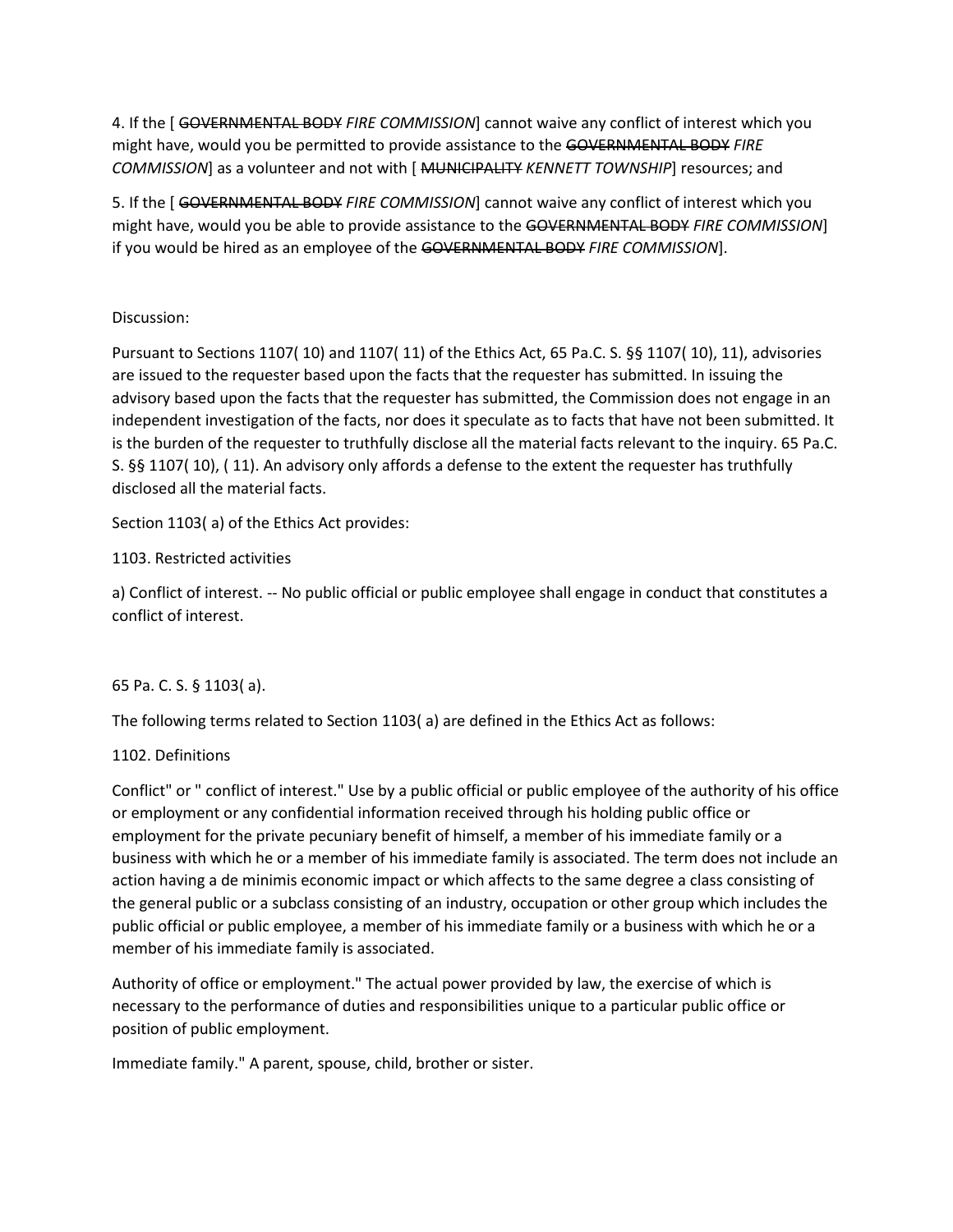4. If the [ ~~GOVERNMENTAL BODY~~ *FIRE COMMISSION*] cannot waive any conflict of interest which you might have, would you be permitted to provide assistance to the ~~GOVERNMENTAL BODY~~ *FIRE COMMISSION*] as a volunteer and not with [ ~~MUNICIPALITY~~ *KENNETT TOWNSHIP*] resources; and

5. If the [ ~~GOVERNMENTAL BODY~~ *FIRE COMMISSION*] cannot waive any conflict of interest which you might have, would you be able to provide assistance to the ~~GOVERNMENTAL BODY~~ *FIRE COMMISSION*] if you would be hired as an employee of the ~~GOVERNMENTAL BODY~~ *FIRE COMMISSION*].

Discussion:

Pursuant to Sections 1107( 10) and 1107( 11) of the Ethics Act, 65 Pa.C. S. §§ 1107( 10), 11), advisories are issued to the requester based upon the facts that the requester has submitted. In issuing the advisory based upon the facts that the requester has submitted, the Commission does not engage in an independent investigation of the facts, nor does it speculate as to facts that have not been submitted. It is the burden of the requester to truthfully disclose all the material facts relevant to the inquiry. 65 Pa.C. S. §§ 1107( 10), ( 11). An advisory only affords a defense to the extent the requester has truthfully disclosed all the material facts.

Section 1103( a) of the Ethics Act provides:

1103. Restricted activities

a) Conflict of interest. -- No public official or public employee shall engage in conduct that constitutes a conflict of interest.

65 Pa. C. S. § 1103( a).

The following terms related to Section 1103( a) are defined in the Ethics Act as follows:

1102. Definitions

Conflict" or " conflict of interest." Use by a public official or public employee of the authority of his office or employment or any confidential information received through his holding public office or employment for the private pecuniary benefit of himself, a member of his immediate family or a business with which he or a member of his immediate family is associated. The term does not include an action having a de minimis economic impact or which affects to the same degree a class consisting of the general public or a subclass consisting of an industry, occupation or other group which includes the public official or public employee, a member of his immediate family or a business with which he or a member of his immediate family is associated.

Authority of office or employment." The actual power provided by law, the exercise of which is necessary to the performance of duties and responsibilities unique to a particular public office or position of public employment.

Immediate family." A parent, spouse, child, brother or sister.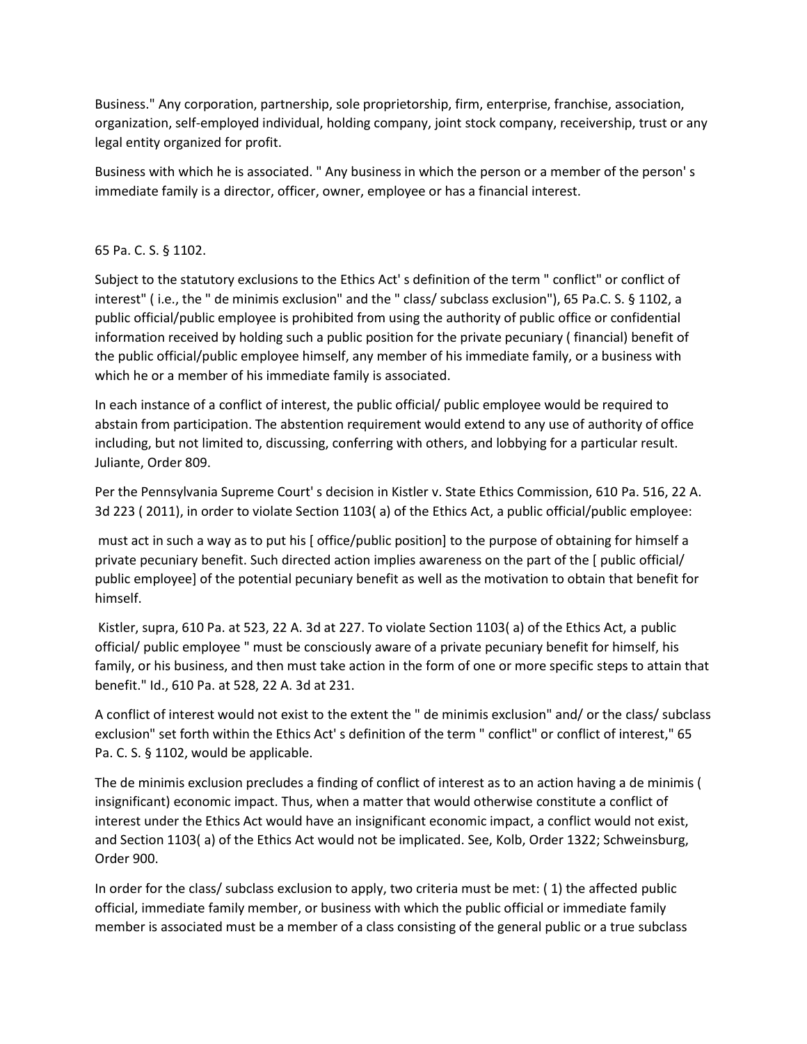Business." Any corporation, partnership, sole proprietorship, firm, enterprise, franchise, association, organization, self-employed individual, holding company, joint stock company, receivership, trust or any legal entity organized for profit.

Business with which he is associated. " Any business in which the person or a member of the person' s immediate family is a director, officer, owner, employee or has a financial interest.

65 Pa. C. S. § 1102.

Subject to the statutory exclusions to the Ethics Act' s definition of the term " conflict" or conflict of interest" ( i.e., the " de minimis exclusion" and the " class/ subclass exclusion"), 65 Pa.C. S. § 1102, a public official/public employee is prohibited from using the authority of public office or confidential information received by holding such a public position for the private pecuniary ( financial) benefit of the public official/public employee himself, any member of his immediate family, or a business with which he or a member of his immediate family is associated.

In each instance of a conflict of interest, the public official/ public employee would be required to abstain from participation. The abstention requirement would extend to any use of authority of office including, but not limited to, discussing, conferring with others, and lobbying for a particular result. Juliante, Order 809.

Per the Pennsylvania Supreme Court' s decision in Kistler v. State Ethics Commission, 610 Pa. 516, 22 A. 3d 223 ( 2011), in order to violate Section 1103( a) of the Ethics Act, a public official/public employee:

> must act in such a way as to put his [ office/public position] to the purpose of obtaining for himself a private pecuniary benefit. Such directed action implies awareness on the part of the [ public official/ public employee] of the potential pecuniary benefit as well as the motivation to obtain that benefit for himself.

Kistler, supra, 610 Pa. at 523, 22 A. 3d at 227. To violate Section 1103( a) of the Ethics Act, a public official/ public employee " must be consciously aware of a private pecuniary benefit for himself, his family, or his business, and then must take action in the form of one or more specific steps to attain that benefit." Id., 610 Pa. at 528, 22 A. 3d at 231.

A conflict of interest would not exist to the extent the " de minimis exclusion" and/ or the class/ subclass exclusion" set forth within the Ethics Act' s definition of the term " conflict" or conflict of interest," 65 Pa. C. S. § 1102, would be applicable.

The de minimis exclusion precludes a finding of conflict of interest as to an action having a de minimis ( insignificant) economic impact. Thus, when a matter that would otherwise constitute a conflict of interest under the Ethics Act would have an insignificant economic impact, a conflict would not exist, and Section 1103( a) of the Ethics Act would not be implicated. See, Kolb, Order 1322; Schweinsburg, Order 900.

In order for the class/ subclass exclusion to apply, two criteria must be met: ( 1) the affected public official, immediate family member, or business with which the public official or immediate family member is associated must be a member of a class consisting of the general public or a true subclass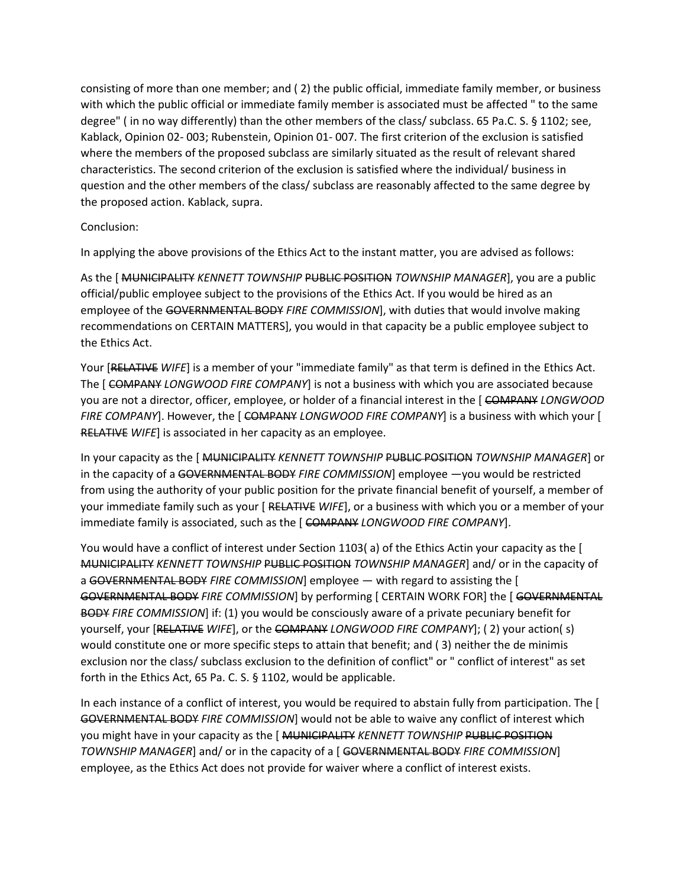consisting of more than one member; and ( 2) the public official, immediate family member, or business with which the public official or immediate family member is associated must be affected " to the same degree" ( in no way differently) than the other members of the class/ subclass. 65 Pa.C. S. § 1102; see, Kablack, Opinion 02- 003; Rubenstein, Opinion 01- 007. The first criterion of the exclusion is satisfied where the members of the proposed subclass are similarly situated as the result of relevant shared characteristics. The second criterion of the exclusion is satisfied where the individual/ business in question and the other members of the class/ subclass are reasonably affected to the same degree by the proposed action. Kablack, supra.

Conclusion:

In applying the above provisions of the Ethics Act to the instant matter, you are advised as follows:

As the [ ~~MUNICIPALITY~~ *KENNETT TOWNSHIP* ~~PUBLIC POSITION~~ *TOWNSHIP MANAGER*], you are a public official/public employee subject to the provisions of the Ethics Act. If you would be hired as an employee of the ~~GOVERNMENTAL BODY~~ *FIRE COMMISSION*], with duties that would involve making recommendations on CERTAIN MATTERS], you would in that capacity be a public employee subject to the Ethics Act.

Your [~~RELATIVE~~ *WIFE*] is a member of your "immediate family" as that term is defined in the Ethics Act. The [ ~~COMPANY~~ *LONGWOOD FIRE COMPANY*] is not a business with which you are associated because you are not a director, officer, employee, or holder of a financial interest in the [ ~~COMPANY~~ *LONGWOOD FIRE COMPANY*]. However, the [ ~~COMPANY~~ *LONGWOOD FIRE COMPANY*] is a business with which your [ ~~RELATIVE~~ *WIFE*] is associated in her capacity as an employee.

In your capacity as the [ ~~MUNICIPALITY~~ *KENNETT TOWNSHIP* ~~PUBLIC POSITION~~ *TOWNSHIP MANAGER*] or in the capacity of a ~~GOVERNMENTAL BODY~~ *FIRE COMMISSION*] employee —you would be restricted from using the authority of your public position for the private financial benefit of yourself, a member of your immediate family such as your [ ~~RELATIVE~~ *WIFE*], or a business with which you or a member of your immediate family is associated, such as the [ ~~COMPANY~~ *LONGWOOD FIRE COMPANY*].

You would have a conflict of interest under Section 1103( a) of the Ethics Actin your capacity as the [ ~~MUNICIPALITY~~ *KENNETT TOWNSHIP* ~~PUBLIC POSITION~~ *TOWNSHIP MANAGER*] and/ or in the capacity of a ~~GOVERNMENTAL BODY~~ *FIRE COMMISSION*] employee — with regard to assisting the [ ~~GOVERNMENTAL BODY~~ *FIRE COMMISSION*] by performing [ CERTAIN WORK FOR] the [ ~~GOVERNMENTAL BODY~~ *FIRE COMMISSION*] if: (1) you would be consciously aware of a private pecuniary benefit for yourself, your [~~RELATIVE~~ *WIFE*], or the ~~COMPANY~~ *LONGWOOD FIRE COMPANY*]; ( 2) your action( s) would constitute one or more specific steps to attain that benefit; and ( 3) neither the de minimis exclusion nor the class/ subclass exclusion to the definition of conflict" or " conflict of interest" as set forth in the Ethics Act, 65 Pa. C. S. § 1102, would be applicable.

In each instance of a conflict of interest, you would be required to abstain fully from participation. The [ ~~GOVERNMENTAL BODY~~ *FIRE COMMISSION*] would not be able to waive any conflict of interest which you might have in your capacity as the [ ~~MUNICIPALITY~~ *KENNETT TOWNSHIP* ~~PUBLIC POSITION~~ *TOWNSHIP MANAGER*] and/ or in the capacity of a [ ~~GOVERNMENTAL BODY~~ *FIRE COMMISSION*] employee, as the Ethics Act does not provide for waiver where a conflict of interest exists.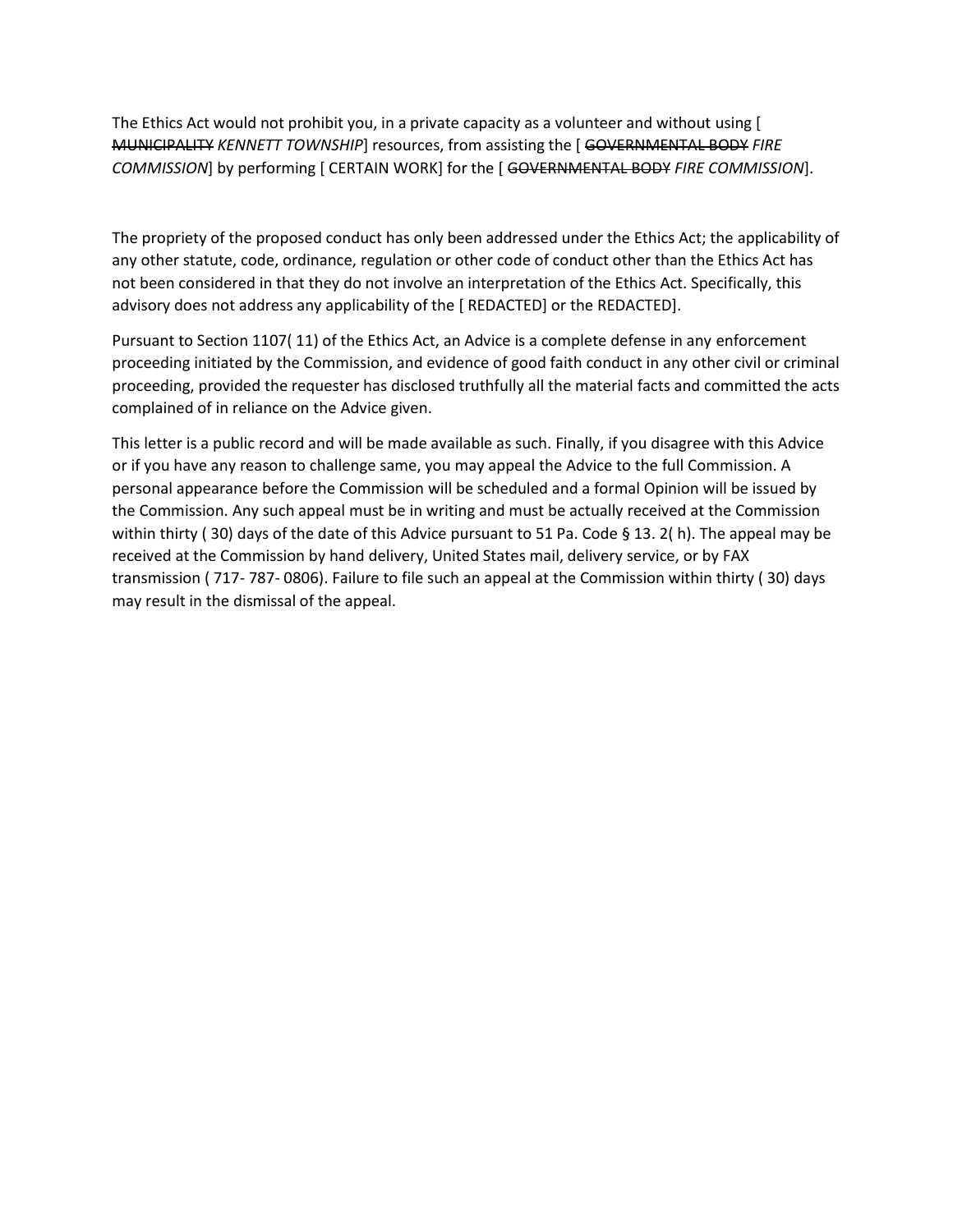The Ethics Act would not prohibit you, in a private capacity as a volunteer and without using [ ~~MUNICIPALITY~~ *KENNETT TOWNSHIP*] resources, from assisting the [ ~~GOVERNMENTAL BODY~~ *FIRE COMMISSION*] by performing [ CERTAIN WORK] for the [ ~~GOVERNMENTAL BODY~~ *FIRE COMMISSION*].

The propriety of the proposed conduct has only been addressed under the Ethics Act; the applicability of any other statute, code, ordinance, regulation or other code of conduct other than the Ethics Act has not been considered in that they do not involve an interpretation of the Ethics Act. Specifically, this advisory does not address any applicability of the [ REDACTED] or the REDACTED].

Pursuant to Section 1107( 11) of the Ethics Act, an Advice is a complete defense in any enforcement proceeding initiated by the Commission, and evidence of good faith conduct in any other civil or criminal proceeding, provided the requester has disclosed truthfully all the material facts and committed the acts complained of in reliance on the Advice given.

This letter is a public record and will be made available as such. Finally, if you disagree with this Advice or if you have any reason to challenge same, you may appeal the Advice to the full Commission. A personal appearance before the Commission will be scheduled and a formal Opinion will be issued by the Commission. Any such appeal must be in writing and must be actually received at the Commission within thirty ( 30) days of the date of this Advice pursuant to 51 Pa. Code § 13. 2( h). The appeal may be received at the Commission by hand delivery, United States mail, delivery service, or by FAX transmission ( 717- 787- 0806). Failure to file such an appeal at the Commission within thirty ( 30) days may result in the dismissal of the appeal.